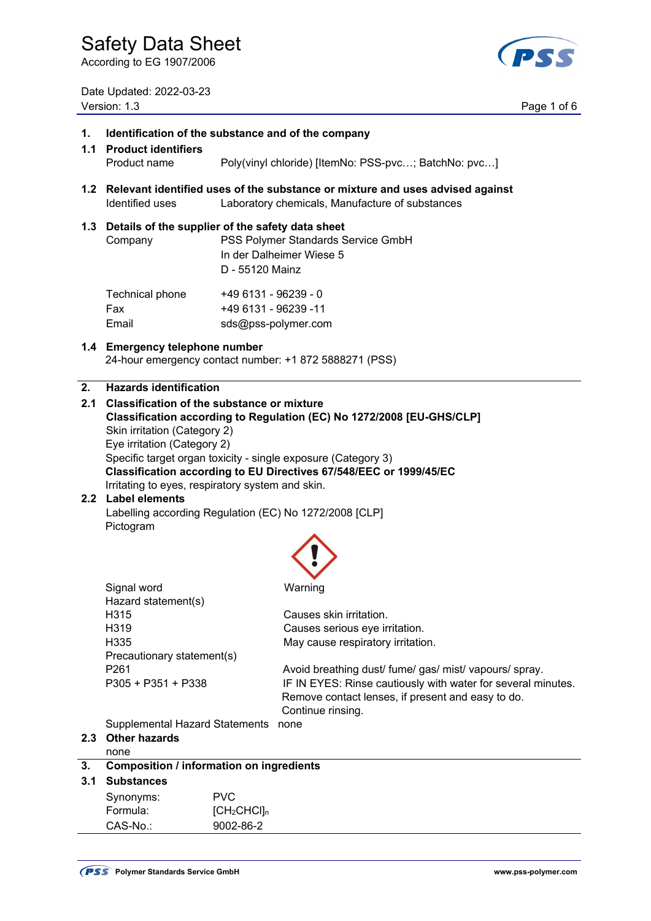# Safety Data Sheet

According to EG 1907/2006

Date Updated: 2022-03-23
Version: 1.3

## 1. Identification of the substance and of the company

### 1.1 Product identifiers

Product name — Poly(vinyl chloride) [ItemNo: PSS-pvc…; BatchNo: pvc…]

### 1.2 Relevant identified uses of the substance or mixture and uses advised against

Identified uses — Laboratory chemicals, Manufacture of substances

### 1.3 Details of the supplier of the safety data sheet

Company — PSS Polymer Standards Service GmbH
In der Dalheimer Wiese 5
D - 55120 Mainz

Technical phone — +49 6131 - 96239 - 0
Fax — +49 6131 - 96239 -11
Email — sds@pss-polymer.com

### 1.4 Emergency telephone number

24-hour emergency contact number: +1 872 5888271 (PSS)

## 2. Hazards identification

### 2.1 Classification of the substance or mixture

**Classification according to Regulation (EC) No 1272/2008 [EU-GHS/CLP]**

Skin irritation (Category 2)
Eye irritation (Category 2)
Specific target organ toxicity - single exposure (Category 3)

**Classification according to EU Directives 67/548/EEC or 1999/45/EC**

Irritating to eyes, respiratory system and skin.

### 2.2 Label elements

Labelling according Regulation (EC) No 1272/2008 [CLP]

Pictogram

Signal word — Warning

Hazard statement(s)

| | |
|---|---|
| H315 | Causes skin irritation. |
| H319 | Causes serious eye irritation. |
| H335 | May cause respiratory irritation. |

Precautionary statement(s)

| | |
|---|---|
| P261 | Avoid breathing dust/ fume/ gas/ mist/ vapours/ spray. |
| P305 + P351 + P338 | IF IN EYES: Rinse cautiously with water for several minutes. Remove contact lenses, if present and easy to do. Continue rinsing. |

Supplemental Hazard Statements — none

### 2.3 Other hazards

none

## 3. Composition / information on ingredients

### 3.1 Substances

| | |
|---|---|
| Synonyms: | PVC |
| Formula: | $[CH_2CHCl]_n$ |
| CAS-No.: | 9002-86-2 |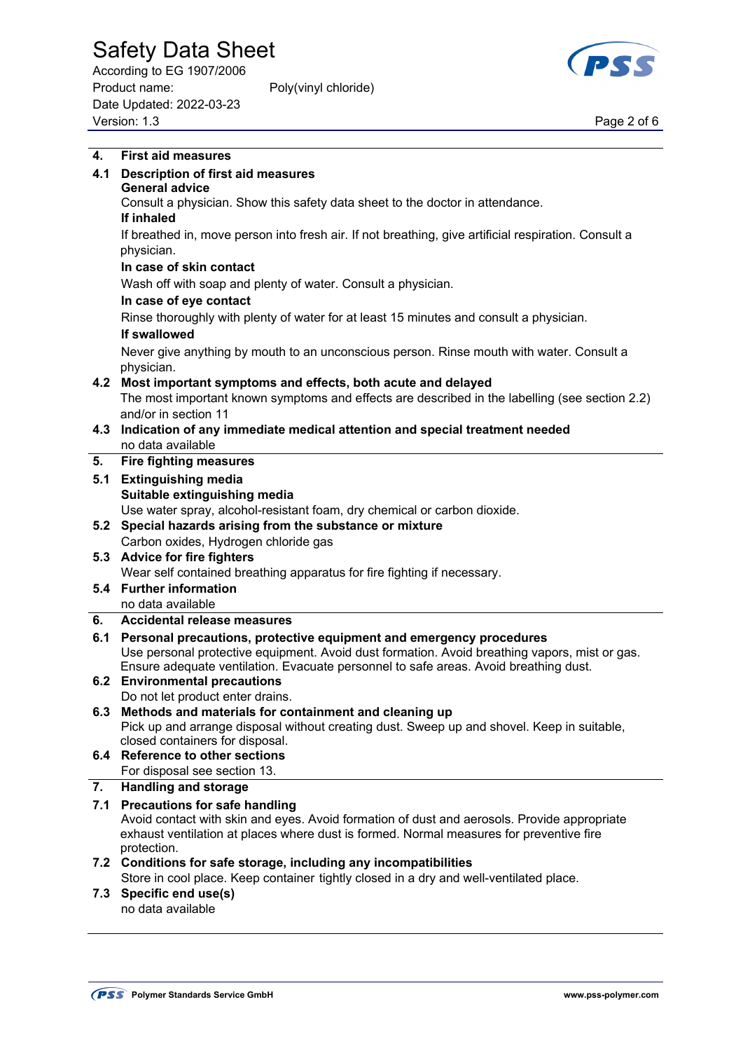## 4. First aid measures

### 4.1 Description of first aid measures

**General advice**

Consult a physician. Show this safety data sheet to the doctor in attendance.

**If inhaled**

If breathed in, move person into fresh air. If not breathing, give artificial respiration. Consult a physician.

**In case of skin contact**

Wash off with soap and plenty of water. Consult a physician.

**In case of eye contact**

Rinse thoroughly with plenty of water for at least 15 minutes and consult a physician.

**If swallowed**

Never give anything by mouth to an unconscious person. Rinse mouth with water. Consult a physician.

### 4.2 Most important symptoms and effects, both acute and delayed

The most important known symptoms and effects are described in the labelling (see section 2.2) and/or in section 11

### 4.3 Indication of any immediate medical attention and special treatment needed

no data available

## 5. Fire fighting measures

### 5.1 Extinguishing media

**Suitable extinguishing media**

Use water spray, alcohol-resistant foam, dry chemical or carbon dioxide.

### 5.2 Special hazards arising from the substance or mixture

Carbon oxides, Hydrogen chloride gas

### 5.3 Advice for fire fighters

Wear self contained breathing apparatus for fire fighting if necessary.

### 5.4 Further information

no data available

## 6. Accidental release measures

### 6.1 Personal precautions, protective equipment and emergency procedures

Use personal protective equipment. Avoid dust formation. Avoid breathing vapors, mist or gas. Ensure adequate ventilation. Evacuate personnel to safe areas. Avoid breathing dust.

### 6.2 Environmental precautions

Do not let product enter drains.

### 6.3 Methods and materials for containment and cleaning up

Pick up and arrange disposal without creating dust. Sweep up and shovel. Keep in suitable, closed containers for disposal.

### 6.4 Reference to other sections

For disposal see section 13.

## 7. Handling and storage

### 7.1 Precautions for safe handling

Avoid contact with skin and eyes. Avoid formation of dust and aerosols. Provide appropriate exhaust ventilation at places where dust is formed. Normal measures for preventive fire protection.

### 7.2 Conditions for safe storage, including any incompatibilities

Store in cool place. Keep container tightly closed in a dry and well-ventilated place.

### 7.3 Specific end use(s)

no data available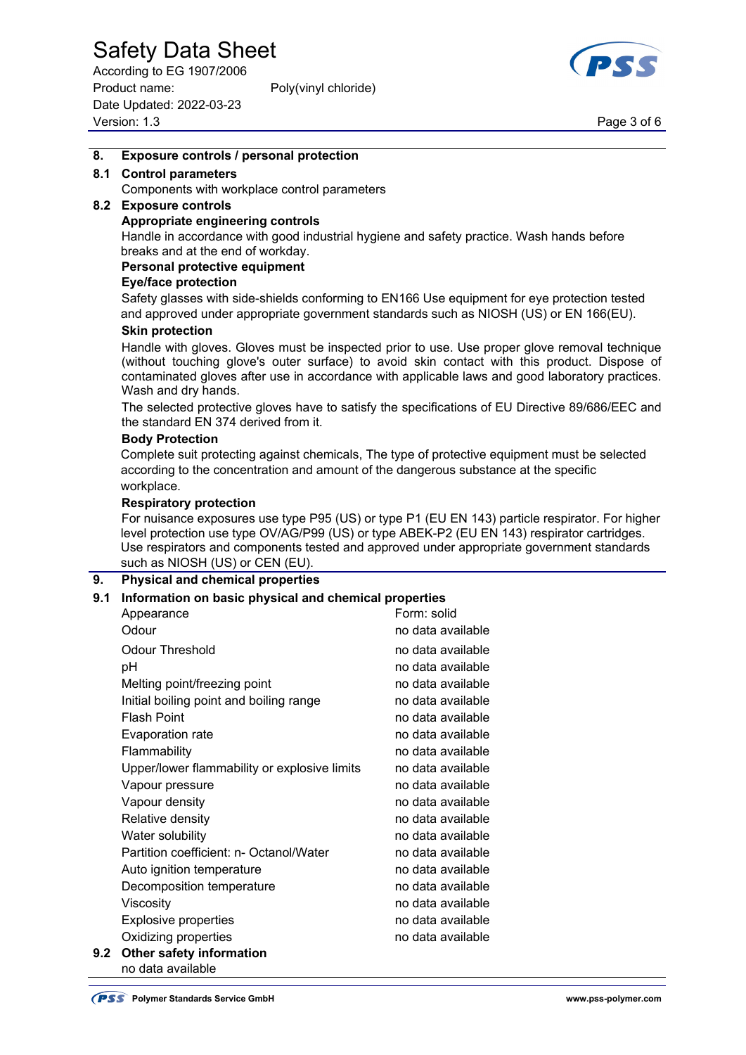## 8. Exposure controls / personal protection

### 8.1 Control parameters

Components with workplace control parameters

### 8.2 Exposure controls

**Appropriate engineering controls**

Handle in accordance with good industrial hygiene and safety practice. Wash hands before breaks and at the end of workday.

**Personal protective equipment**

**Eye/face protection**

Safety glasses with side-shields conforming to EN166 Use equipment for eye protection tested and approved under appropriate government standards such as NIOSH (US) or EN 166(EU).

**Skin protection**

Handle with gloves. Gloves must be inspected prior to use. Use proper glove removal technique (without touching glove's outer surface) to avoid skin contact with this product. Dispose of contaminated gloves after use in accordance with applicable laws and good laboratory practices. Wash and dry hands.

The selected protective gloves have to satisfy the specifications of EU Directive 89/686/EEC and the standard EN 374 derived from it.

**Body Protection**

Complete suit protecting against chemicals, The type of protective equipment must be selected according to the concentration and amount of the dangerous substance at the specific workplace.

**Respiratory protection**

For nuisance exposures use type P95 (US) or type P1 (EU EN 143) particle respirator. For higher level protection use type OV/AG/P99 (US) or type ABEK-P2 (EU EN 143) respirator cartridges. Use respirators and components tested and approved under appropriate government standards such as NIOSH (US) or CEN (EU).

## 9. Physical and chemical properties

### 9.1 Information on basic physical and chemical properties

| | |
|---|---|
| Appearance | Form: solid |
| Odour | no data available |
| Odour Threshold | no data available |
| pH | no data available |
| Melting point/freezing point | no data available |
| Initial boiling point and boiling range | no data available |
| Flash Point | no data available |
| Evaporation rate | no data available |
| Flammability | no data available |
| Upper/lower flammability or explosive limits | no data available |
| Vapour pressure | no data available |
| Vapour density | no data available |
| Relative density | no data available |
| Water solubility | no data available |
| Partition coefficient: n- Octanol/Water | no data available |
| Auto ignition temperature | no data available |
| Decomposition temperature | no data available |
| Viscosity | no data available |
| Explosive properties | no data available |
| Oxidizing properties | no data available |

### 9.2 Other safety information

no data available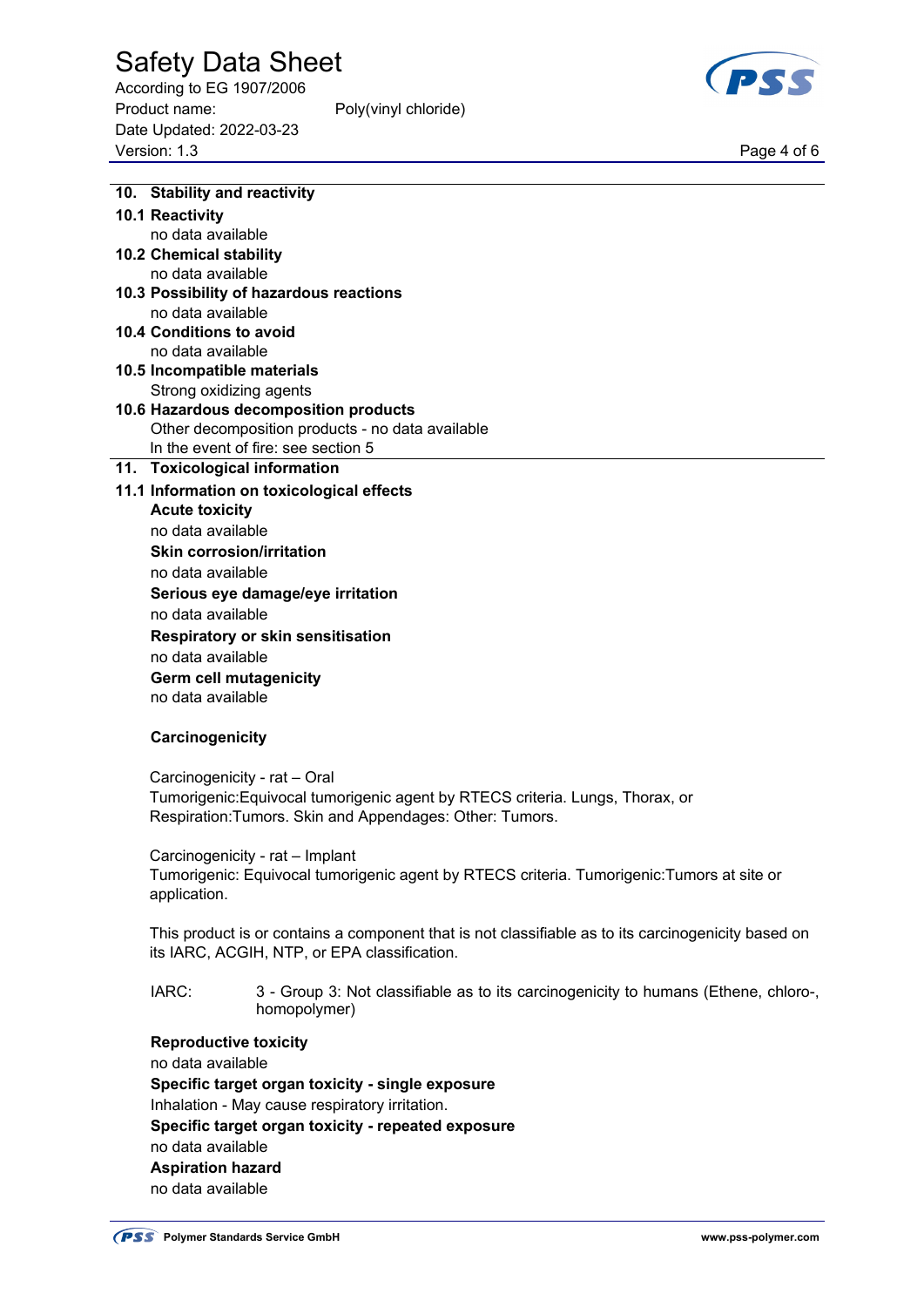## 10. Stability and reactivity

### 10.1 Reactivity

no data available

### 10.2 Chemical stability

no data available

### 10.3 Possibility of hazardous reactions

no data available

### 10.4 Conditions to avoid

no data available

### 10.5 Incompatible materials

Strong oxidizing agents

### 10.6 Hazardous decomposition products

Other decomposition products - no data available
In the event of fire: see section 5

## 11. Toxicological information

### 11.1 Information on toxicological effects

**Acute toxicity**
no data available

**Skin corrosion/irritation**
no data available

**Serious eye damage/eye irritation**
no data available

**Respiratory or skin sensitisation**
no data available

**Germ cell mutagenicity**
no data available

**Carcinogenicity**

Carcinogenicity - rat – Oral
Tumorigenic:Equivocal tumorigenic agent by RTECS criteria. Lungs, Thorax, or Respiration:Tumors. Skin and Appendages: Other: Tumors.

Carcinogenicity - rat – Implant
Tumorigenic: Equivocal tumorigenic agent by RTECS criteria. Tumorigenic:Tumors at site or application.

This product is or contains a component that is not classifiable as to its carcinogenicity based on its IARC, ACGIH, NTP, or EPA classification.

IARC: 3 - Group 3: Not classifiable as to its carcinogenicity to humans (Ethene, chloro-, homopolymer)

**Reproductive toxicity**
no data available

**Specific target organ toxicity - single exposure**
Inhalation - May cause respiratory irritation.

**Specific target organ toxicity - repeated exposure**
no data available

**Aspiration hazard**
no data available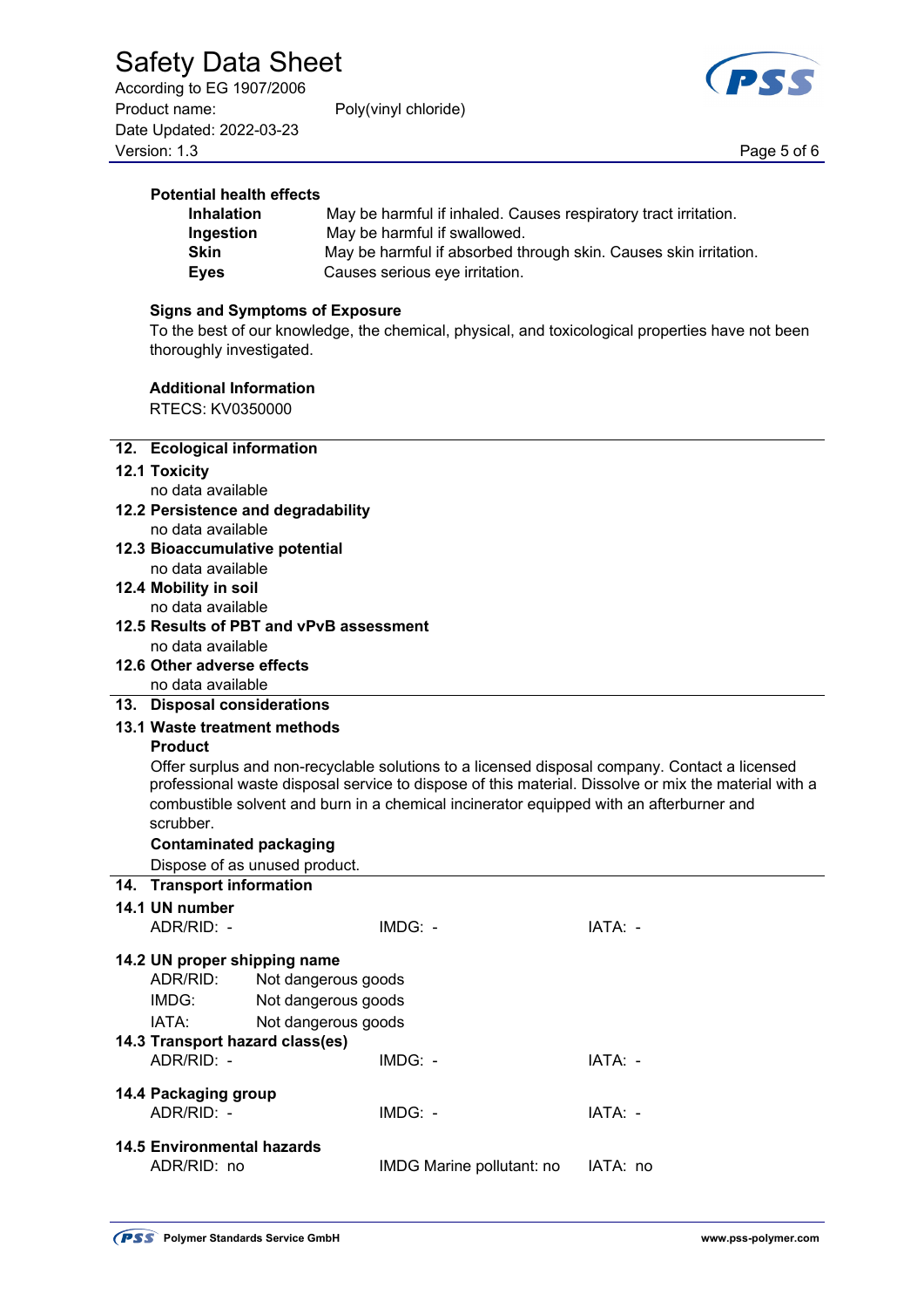**Potential health effects**

| | |
|---|---|
| **Inhalation** | May be harmful if inhaled. Causes respiratory tract irritation. |
| **Ingestion** | May be harmful if swallowed. |
| **Skin** | May be harmful if absorbed through skin. Causes skin irritation. |
| **Eyes** | Causes serious eye irritation. |

**Signs and Symptoms of Exposure**

To the best of our knowledge, the chemical, physical, and toxicological properties have not been thoroughly investigated.

**Additional Information**

RTECS: KV0350000

## 12. Ecological information

**12.1 Toxicity**

no data available

**12.2 Persistence and degradability**

no data available

**12.3 Bioaccumulative potential**

no data available

**12.4 Mobility in soil**

no data available

**12.5 Results of PBT and vPvB assessment**

no data available

**12.6 Other adverse effects**

no data available

## 13. Disposal considerations

**13.1 Waste treatment methods**

**Product**

Offer surplus and non-recyclable solutions to a licensed disposal company. Contact a licensed professional waste disposal service to dispose of this material. Dissolve or mix the material with a combustible solvent and burn in a chemical incinerator equipped with an afterburner and scrubber.

**Contaminated packaging**

Dispose of as unused product.

## 14. Transport information

**14.1 UN number**

| ADR/RID: - | IMDG: - | IATA: - |
|---|---|---|

**14.2 UN proper shipping name**

| | |
|---|---|
| ADR/RID: | Not dangerous goods |
| IMDG: | Not dangerous goods |
| IATA: | Not dangerous goods |

**14.3 Transport hazard class(es)**

| ADR/RID: - | IMDG: - | IATA: - |
|---|---|---|

**14.4 Packaging group**

| ADR/RID: - | IMDG: - | IATA: - |
|---|---|---|

**14.5 Environmental hazards**

| ADR/RID: no | IMDG Marine pollutant: no | IATA: no |
|---|---|---|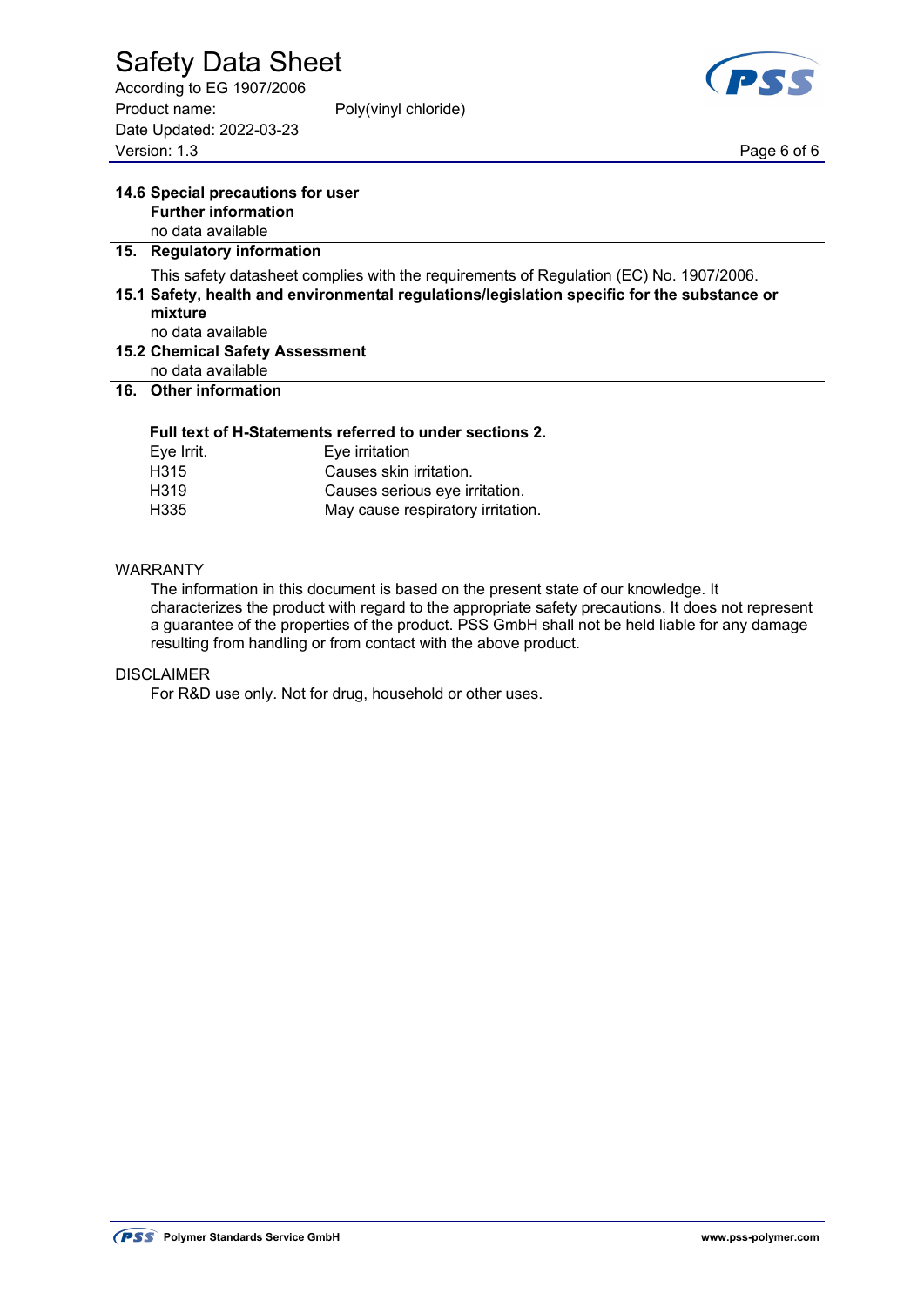**14.6 Special precautions for user**

**Further information**

no data available

## 15. Regulatory information

This safety datasheet complies with the requirements of Regulation (EC) No. 1907/2006.

**15.1 Safety, health and environmental regulations/legislation specific for the substance or mixture**

no data available

**15.2 Chemical Safety Assessment**

no data available

## 16. Other information

**Full text of H-Statements referred to under sections 2.**

| | |
|---|---|
| Eye Irrit. | Eye irritation |
| H315 | Causes skin irritation. |
| H319 | Causes serious eye irritation. |
| H335 | May cause respiratory irritation. |

WARRANTY

The information in this document is based on the present state of our knowledge. It characterizes the product with regard to the appropriate safety precautions. It does not represent a guarantee of the properties of the product. PSS GmbH shall not be held liable for any damage resulting from handling or from contact with the above product.

DISCLAIMER

For R&D use only. Not for drug, household or other uses.